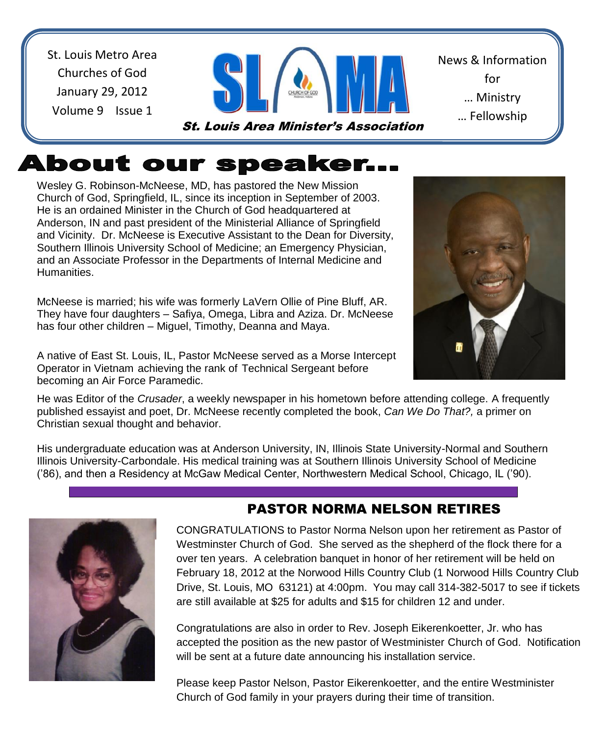St. Louis Metro Area Churches of God
January 29, 2012
Volume 9 Issue 1

SLAMA

St. Louis Area Minister's Association

News & Information for … Ministry … Fellowship

# About our speaker…

Wesley G. Robinson-McNeese, MD, has pastored the New Mission Church of God, Springfield, IL, since its inception in September of 2003. He is an ordained Minister in the Church of God headquartered at Anderson, IN and past president of the Ministerial Alliance of Springfield and Vicinity. Dr. McNeese is Executive Assistant to the Dean for Diversity, Southern Illinois University School of Medicine; an Emergency Physician, and an Associate Professor in the Departments of Internal Medicine and Humanities.

McNeese is married; his wife was formerly LaVern Ollie of Pine Bluff, AR. They have four daughters – Safiya, Omega, Libra and Aziza. Dr. McNeese has four other children – Miguel, Timothy, Deanna and Maya.

A native of East St. Louis, IL, Pastor McNeese served as a Morse Intercept Operator in Vietnam achieving the rank of Technical Sergeant before becoming an Air Force Paramedic.

He was Editor of the *Crusader*, a weekly newspaper in his hometown before attending college. A frequently published essayist and poet, Dr. McNeese recently completed the book, *Can We Do That?,* a primer on Christian sexual thought and behavior.

His undergraduate education was at Anderson University, IN, Illinois State University-Normal and Southern Illinois University-Carbondale. His medical training was at Southern Illinois University School of Medicine ('86), and then a Residency at McGaw Medical Center, Northwestern Medical School, Chicago, IL ('90).

## PASTOR NORMA NELSON RETIRES

CONGRATULATIONS to Pastor Norma Nelson upon her retirement as Pastor of Westminster Church of God. She served as the shepherd of the flock there for a over ten years. A celebration banquet in honor of her retirement will be held on February 18, 2012 at the Norwood Hills Country Club (1 Norwood Hills Country Club Drive, St. Louis, MO 63121) at 4:00pm. You may call 314-382-5017 to see if tickets are still available at $25 for adults and $15 for children 12 and under.

Congratulations are also in order to Rev. Joseph Eikerenkoetter, Jr. who has accepted the position as the new pastor of Westminister Church of God. Notification will be sent at a future date announcing his installation service.

Please keep Pastor Nelson, Pastor Eikerenkoetter, and the entire Westminister Church of God family in your prayers during their time of transition.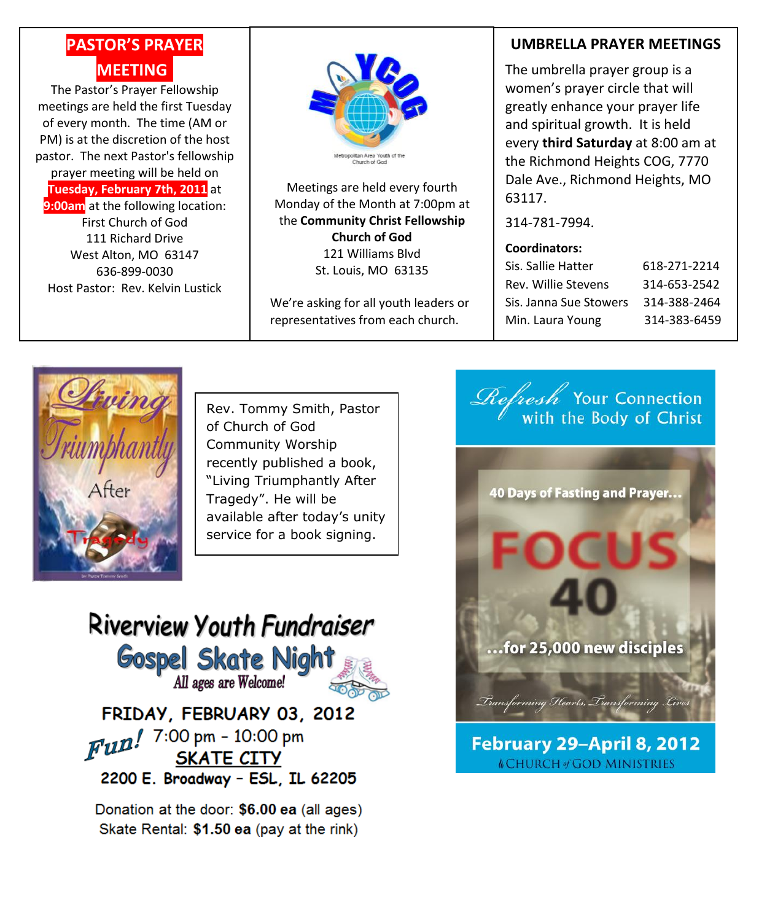## PASTOR'S PRAYER MEETING

The Pastor's Prayer Fellowship meetings are held the first Tuesday of every month. The time (AM or PM) is at the discretion of the host pastor. The next Pastor's fellowship prayer meeting will be held on **Tuesday, February 7th, 2011** at **9:00am** at the following location:

First Church of God
111 Richard Drive
West Alton, MO 63147
636-899-0030
Host Pastor: Rev. Kelvin Lustick

MAYCOG

Metropolitan Area Youth of the Church of God

Meetings are held every fourth Monday of the Month at 7:00pm at the **Community Christ Fellowship Church of God**
121 Williams Blvd
St. Louis, MO 63135

We're asking for all youth leaders or representatives from each church.

## UMBRELLA PRAYER MEETINGS

The umbrella prayer group is a women's prayer circle that will greatly enhance your prayer life and spiritual growth. It is held every **third Saturday** at 8:00 am at the Richmond Heights COG, 7770 Dale Ave., Richmond Heights, MO 63117.

314-781-7994.

**Coordinators:**

| | |
|---|---|
| Sis. Sallie Hatter | 618-271-2214 |
| Rev. Willie Stevens | 314-653-2542 |
| Sis. Janna Sue Stowers | 314-388-2464 |
| Min. Laura Young | 314-383-6459 |

Living Triumphantly After Tragedy

Rev. Tommy Smith, Pastor of Church of God Community Worship recently published a book, "Living Triumphantly After Tragedy". He will be available after today's unity service for a book signing.

## Riverview Youth Fundraiser

### Gospel Skate Night

All ages are Welcome!

**FRIDAY, FEBRUARY 03, 2012**

Fun! 7:00 pm – 10:00 pm

**SKATE CITY**

**2200 E. Broadway – ESL, IL 62205**

Donation at the door: **$6.00 ea** (all ages)
Skate Rental: **$1.50 ea** (pay at the rink)

Refresh Your Connection with the Body of Christ

40 Days of Fasting and Prayer...

**FOCUS 40**

...for 25,000 new disciples

Transforming Hearts, Transforming Lives

**February 29–April 8, 2012**

CHURCH of GOD MINISTRIES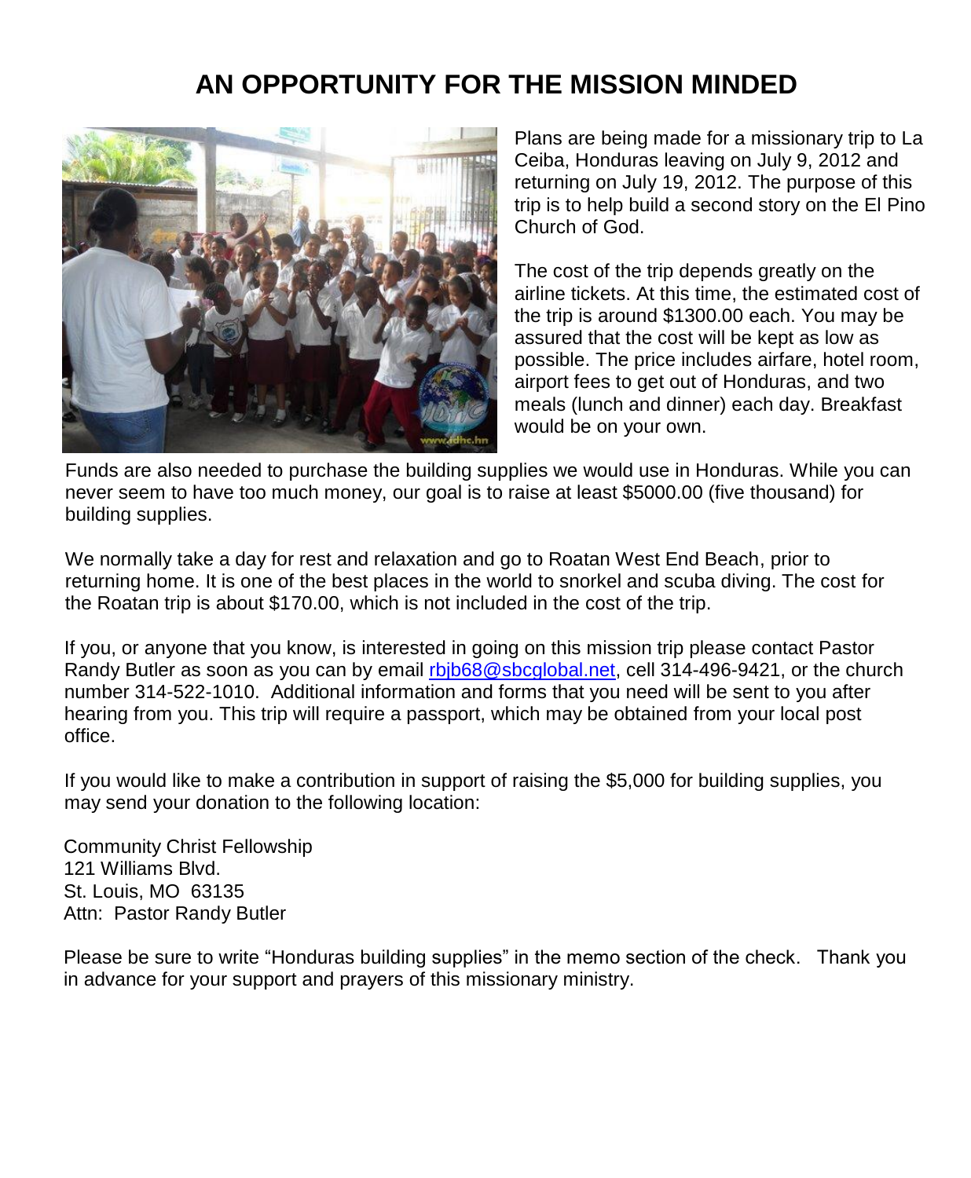# AN OPPORTUNITY FOR THE MISSION MINDED

Plans are being made for a missionary trip to La Ceiba, Honduras leaving on July 9, 2012 and returning on July 19, 2012. The purpose of this trip is to help build a second story on the El Pino Church of God.

The cost of the trip depends greatly on the airline tickets. At this time, the estimated cost of the trip is around $1300.00 each. You may be assured that the cost will be kept as low as possible. The price includes airfare, hotel room, airport fees to get out of Honduras, and two meals (lunch and dinner) each day. Breakfast would be on your own.

Funds are also needed to purchase the building supplies we would use in Honduras. While you can never seem to have too much money, our goal is to raise at least $5000.00 (five thousand) for building supplies.

We normally take a day for rest and relaxation and go to Roatan West End Beach, prior to returning home. It is one of the best places in the world to snorkel and scuba diving. The cost for the Roatan trip is about $170.00, which is not included in the cost of the trip.

If you, or anyone that you know, is interested in going on this mission trip please contact Pastor Randy Butler as soon as you can by email rbjb68@sbcglobal.net, cell 314-496-9421, or the church number 314-522-1010. Additional information and forms that you need will be sent to you after hearing from you. This trip will require a passport, which may be obtained from your local post office.

If you would like to make a contribution in support of raising the $5,000 for building supplies, you may send your donation to the following location:

Community Christ Fellowship
121 Williams Blvd.
St. Louis, MO 63135
Attn: Pastor Randy Butler

Please be sure to write "Honduras building supplies" in the memo section of the check. Thank you in advance for your support and prayers of this missionary ministry.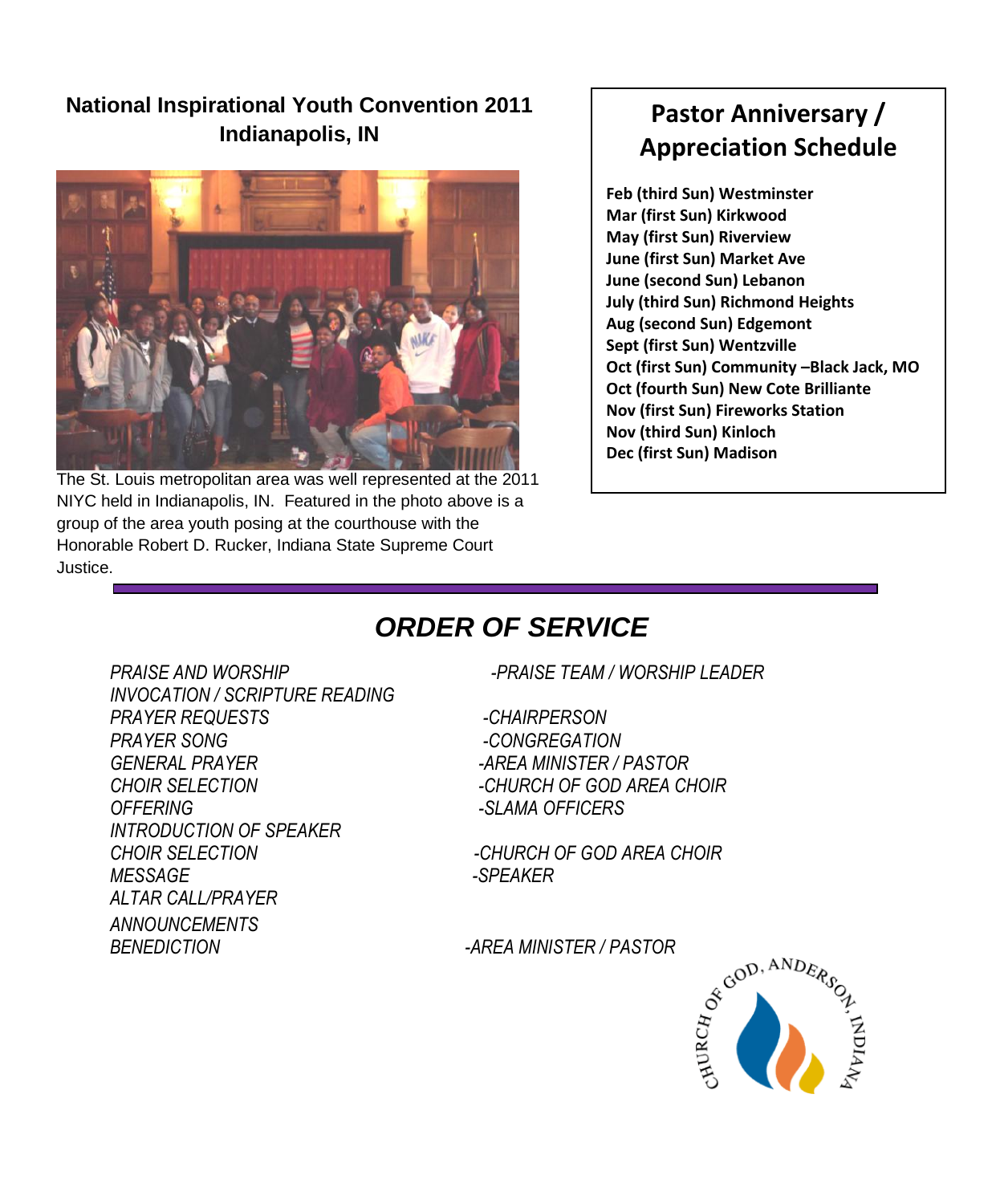## National Inspirational Youth Convention 2011 Indianapolis, IN

The St. Louis metropolitan area was well represented at the 2011 NIYC held in Indianapolis, IN. Featured in the photo above is a group of the area youth posing at the courthouse with the Honorable Robert D. Rucker, Indiana State Supreme Court Justice.

## Pastor Anniversary / Appreciation Schedule

**Feb (third Sun) Westminster**
**Mar (first Sun) Kirkwood**
**May (first Sun) Riverview**
**June (first Sun) Market Ave**
**June (second Sun) Lebanon**
**July (third Sun) Richmond Heights**
**Aug (second Sun) Edgemont**
**Sept (first Sun) Wentzville**
**Oct (first Sun) Community –Black Jack, MO**
**Oct (fourth Sun) New Cote Brilliante**
**Nov (first Sun) Fireworks Station**
**Nov (third Sun) Kinloch**
**Dec (first Sun) Madison**

## *ORDER OF SERVICE*

| | |
|---|---|
| *PRAISE AND WORSHIP* | *-PRAISE TEAM / WORSHIP LEADER* |
| *INVOCATION / SCRIPTURE READING* | |
| *PRAYER REQUESTS* | *-CHAIRPERSON* |
| *PRAYER SONG* | *-CONGREGATION* |
| *GENERAL PRAYER* | *-AREA MINISTER / PASTOR* |
| *CHOIR SELECTION* | *-CHURCH OF GOD AREA CHOIR* |
| *OFFERING* | *-SLAMA OFFICERS* |
| *INTRODUCTION OF SPEAKER* | |
| *CHOIR SELECTION* | *-CHURCH OF GOD AREA CHOIR* |
| *MESSAGE* | *-SPEAKER* |
| *ALTAR CALL/PRAYER* | |
| *ANNOUNCEMENTS* | |
| *BENEDICTION* | *-AREA MINISTER / PASTOR* |

CHURCH OF GOD, ANDERSON, INDIANA